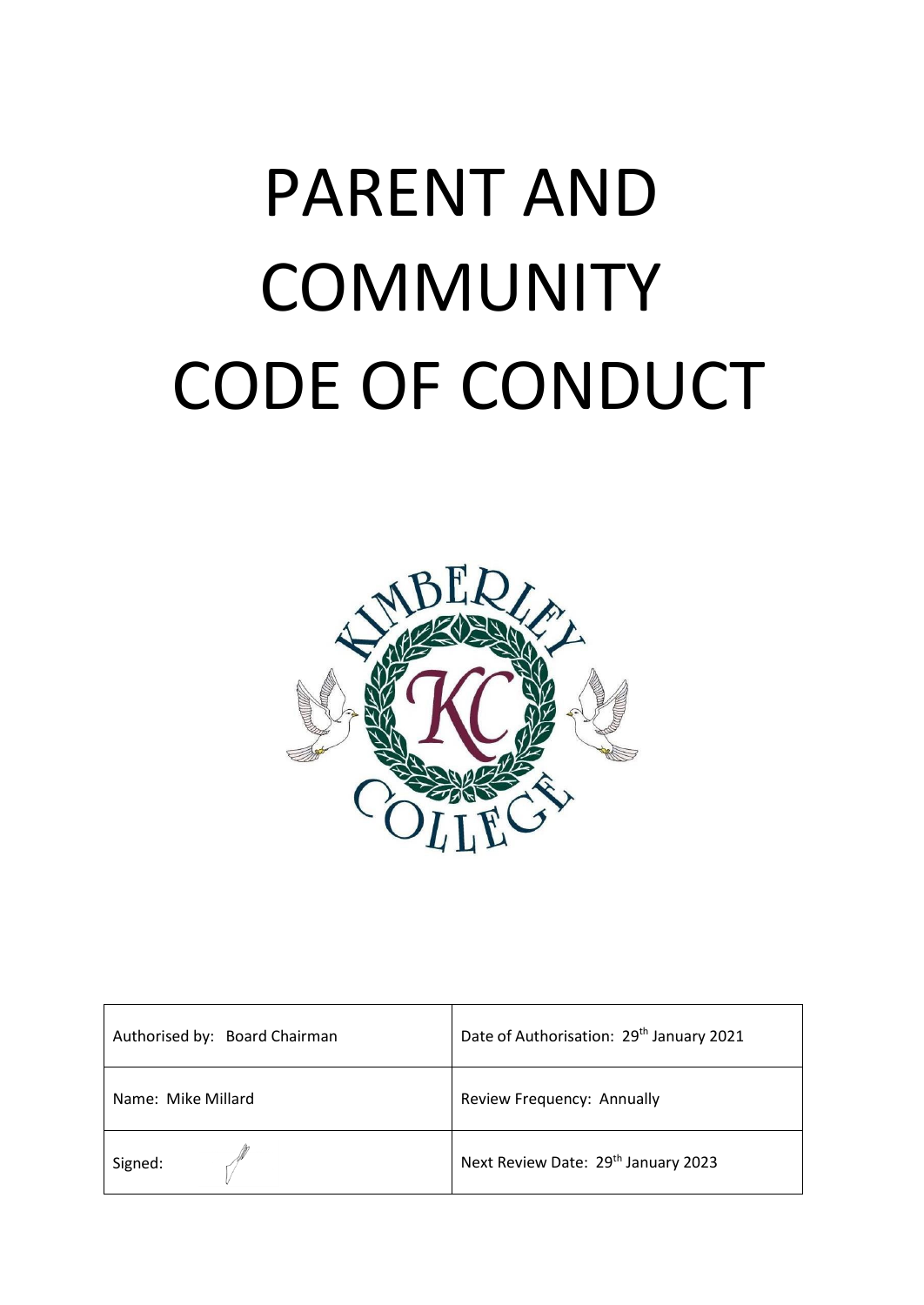# PARENT AND COMMUNITY CODE OF CONDUCT

| Authorised by: Board Chairman | Date of Authorisation: 29th January 2021 |
|---|---|
| Name: Mike Millard | Review Frequency: Annually |
| Signed: | Next Review Date: 29th January 2023 |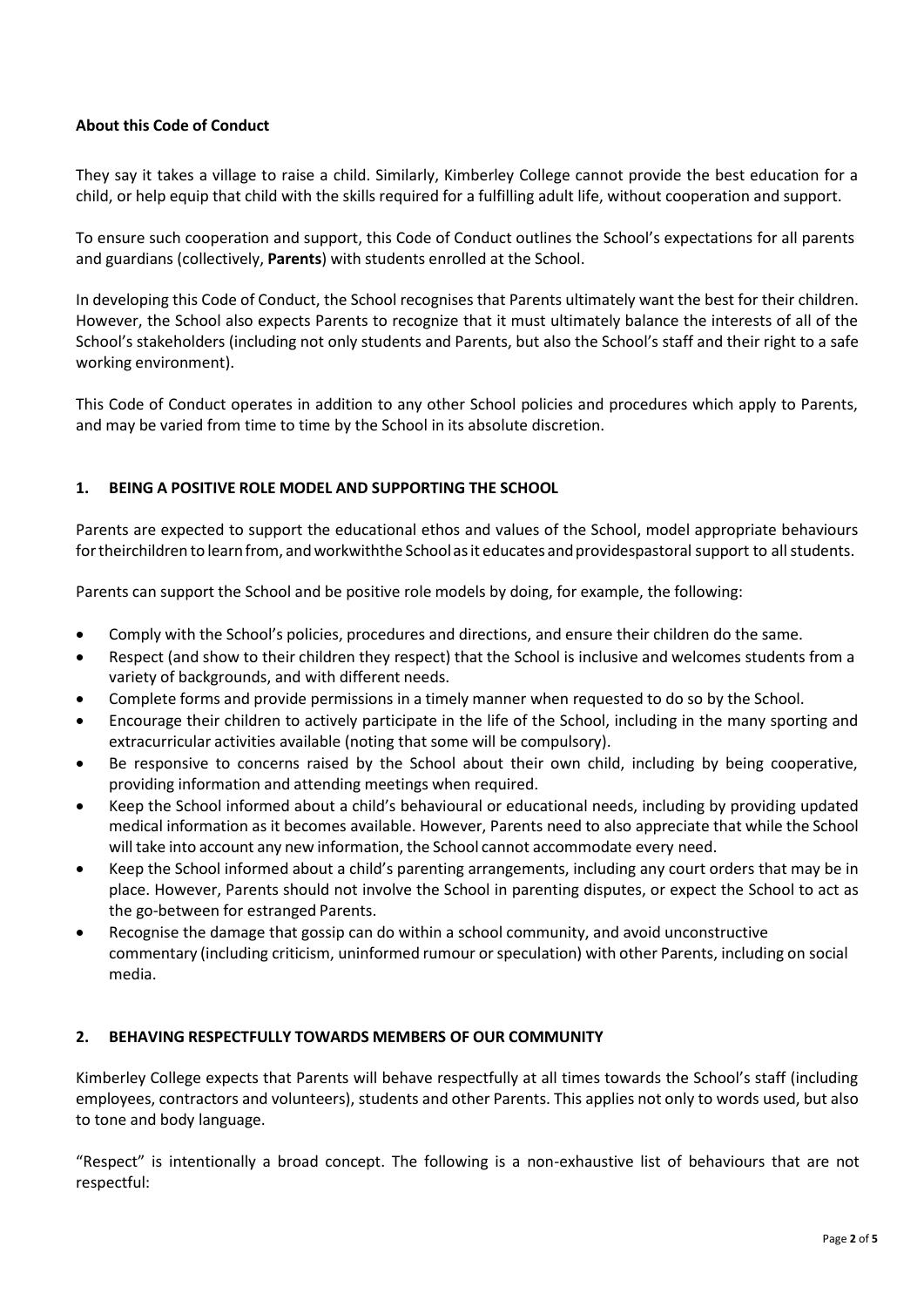**About this Code of Conduct**

They say it takes a village to raise a child. Similarly, Kimberley College cannot provide the best education for a child, or help equip that child with the skills required for a fulfilling adult life, without cooperation and support.

To ensure such cooperation and support, this Code of Conduct outlines the School's expectations for all parents and guardians (collectively, **Parents**) with students enrolled at the School.

In developing this Code of Conduct, the School recognises that Parents ultimately want the best for their children. However, the School also expects Parents to recognize that it must ultimately balance the interests of all of the School's stakeholders (including not only students and Parents, but also the School's staff and their right to a safe working environment).

This Code of Conduct operates in addition to any other School policies and procedures which apply to Parents, and may be varied from time to time by the School in its absolute discretion.

## 1. BEING A POSITIVE ROLE MODEL AND SUPPORTING THE SCHOOL

Parents are expected to support the educational ethos and values of the School, model appropriate behaviours for their children to learn from, and work with the School as it educates and provides pastoral support to all students.

Parents can support the School and be positive role models by doing, for example, the following:

- Comply with the School's policies, procedures and directions, and ensure their children do the same.
- Respect (and show to their children they respect) that the School is inclusive and welcomes students from a variety of backgrounds, and with different needs.
- Complete forms and provide permissions in a timely manner when requested to do so by the School.
- Encourage their children to actively participate in the life of the School, including in the many sporting and extracurricular activities available (noting that some will be compulsory).
- Be responsive to concerns raised by the School about their own child, including by being cooperative, providing information and attending meetings when required.
- Keep the School informed about a child's behavioural or educational needs, including by providing updated medical information as it becomes available. However, Parents need to also appreciate that while the School will take into account any new information, the School cannot accommodate every need.
- Keep the School informed about a child's parenting arrangements, including any court orders that may be in place. However, Parents should not involve the School in parenting disputes, or expect the School to act as the go-between for estranged Parents.
- Recognise the damage that gossip can do within a school community, and avoid unconstructive commentary (including criticism, uninformed rumour or speculation) with other Parents, including on social media.

## 2. BEHAVING RESPECTFULLY TOWARDS MEMBERS OF OUR COMMUNITY

Kimberley College expects that Parents will behave respectfully at all times towards the School's staff (including employees, contractors and volunteers), students and other Parents. This applies not only to words used, but also to tone and body language.

"Respect" is intentionally a broad concept. The following is a non-exhaustive list of behaviours that are not respectful: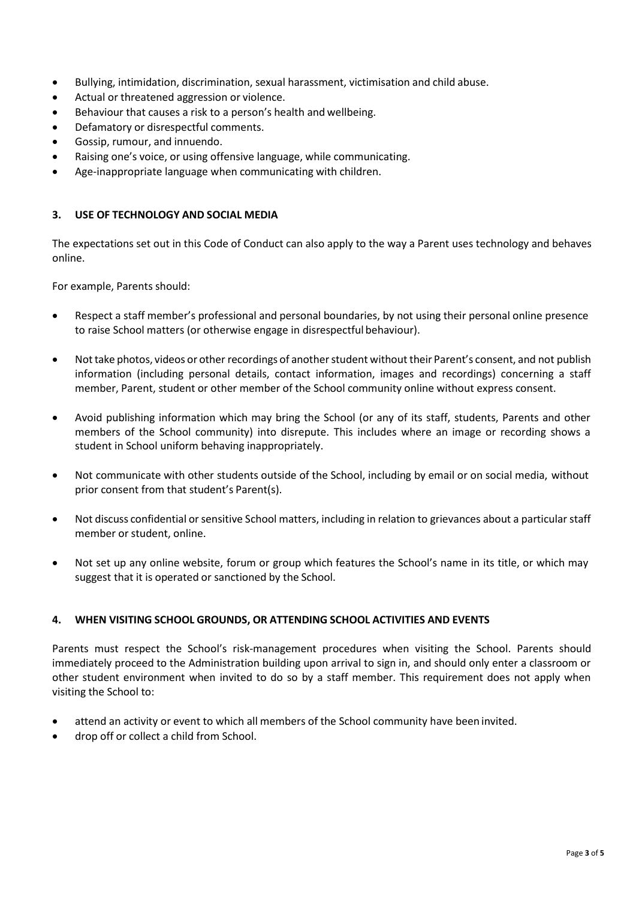- Bullying, intimidation, discrimination, sexual harassment, victimisation and child abuse.
- Actual or threatened aggression or violence.
- Behaviour that causes a risk to a person's health and wellbeing.
- Defamatory or disrespectful comments.
- Gossip, rumour, and innuendo.
- Raising one's voice, or using offensive language, while communicating.
- Age-inappropriate language when communicating with children.

## 3. USE OF TECHNOLOGY AND SOCIAL MEDIA

The expectations set out in this Code of Conduct can also apply to the way a Parent uses technology and behaves online.

For example, Parents should:

- Respect a staff member's professional and personal boundaries, by not using their personal online presence to raise School matters (or otherwise engage in disrespectful behaviour).

- Not take photos, videos or other recordings of another student without their Parent's consent, and not publish information (including personal details, contact information, images and recordings) concerning a staff member, Parent, student or other member of the School community online without express consent.

- Avoid publishing information which may bring the School (or any of its staff, students, Parents and other members of the School community) into disrepute. This includes where an image or recording shows a student in School uniform behaving inappropriately.

- Not communicate with other students outside of the School, including by email or on social media, without prior consent from that student's Parent(s).

- Not discuss confidential or sensitive School matters, including in relation to grievances about a particular staff member or student, online.

- Not set up any online website, forum or group which features the School's name in its title, or which may suggest that it is operated or sanctioned by the School.

## 4. WHEN VISITING SCHOOL GROUNDS, OR ATTENDING SCHOOL ACTIVITIES AND EVENTS

Parents must respect the School's risk-management procedures when visiting the School. Parents should immediately proceed to the Administration building upon arrival to sign in, and should only enter a classroom or other student environment when invited to do so by a staff member. This requirement does not apply when visiting the School to:

- attend an activity or event to which all members of the School community have been invited.
- drop off or collect a child from School.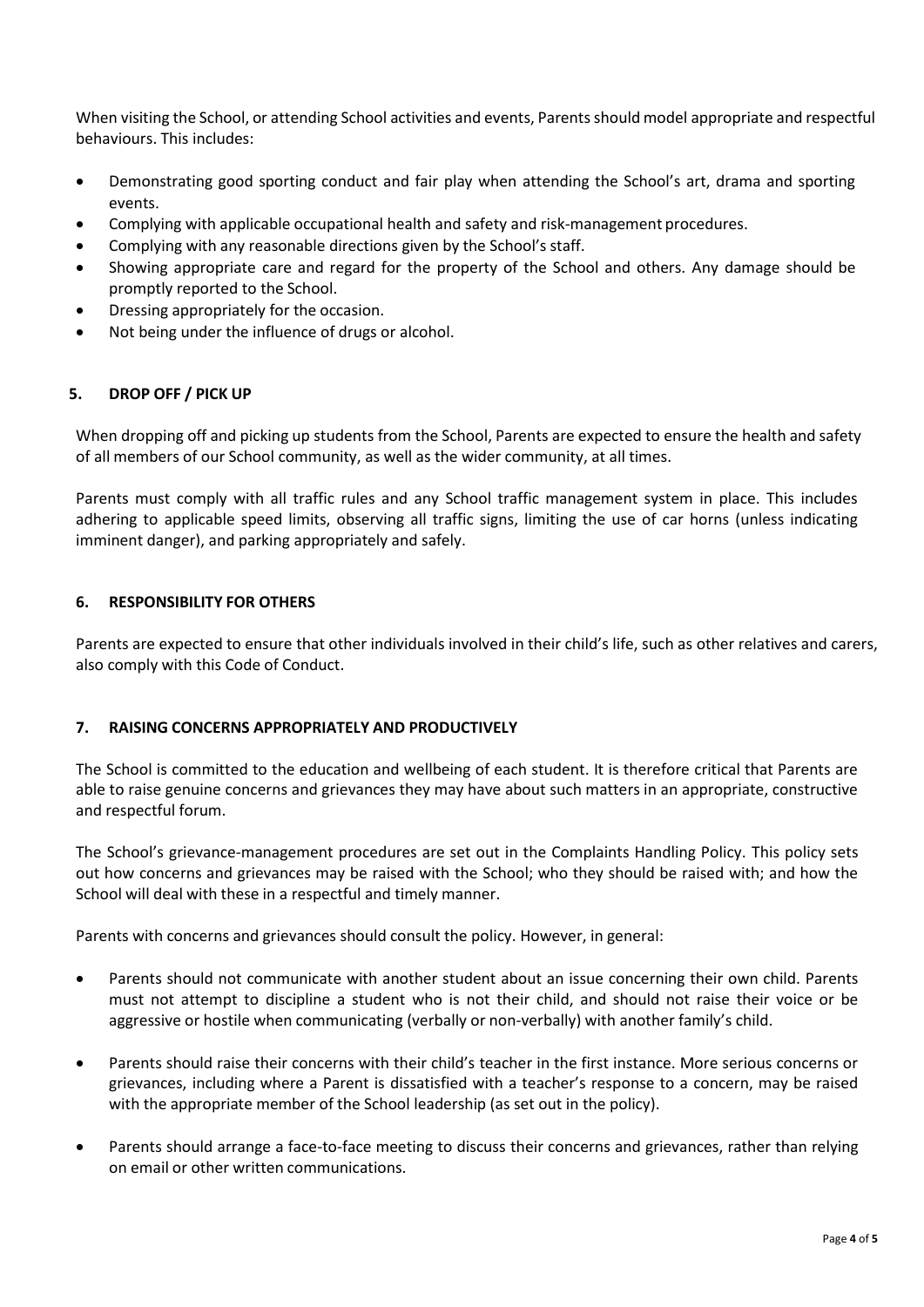When visiting the School, or attending School activities and events, Parents should model appropriate and respectful behaviours. This includes:

- Demonstrating good sporting conduct and fair play when attending the School's art, drama and sporting events.
- Complying with applicable occupational health and safety and risk-management procedures.
- Complying with any reasonable directions given by the School's staff.
- Showing appropriate care and regard for the property of the School and others. Any damage should be promptly reported to the School.
- Dressing appropriately for the occasion.
- Not being under the influence of drugs or alcohol.

## 5. DROP OFF / PICK UP

When dropping off and picking up students from the School, Parents are expected to ensure the health and safety of all members of our School community, as well as the wider community, at all times.

Parents must comply with all traffic rules and any School traffic management system in place. This includes adhering to applicable speed limits, observing all traffic signs, limiting the use of car horns (unless indicating imminent danger), and parking appropriately and safely.

## 6. RESPONSIBILITY FOR OTHERS

Parents are expected to ensure that other individuals involved in their child's life, such as other relatives and carers, also comply with this Code of Conduct.

## 7. RAISING CONCERNS APPROPRIATELY AND PRODUCTIVELY

The School is committed to the education and wellbeing of each student. It is therefore critical that Parents are able to raise genuine concerns and grievances they may have about such matters in an appropriate, constructive and respectful forum.

The School's grievance-management procedures are set out in the Complaints Handling Policy. This policy sets out how concerns and grievances may be raised with the School; who they should be raised with; and how the School will deal with these in a respectful and timely manner.

Parents with concerns and grievances should consult the policy. However, in general:

- Parents should not communicate with another student about an issue concerning their own child. Parents must not attempt to discipline a student who is not their child, and should not raise their voice or be aggressive or hostile when communicating (verbally or non-verbally) with another family's child.

- Parents should raise their concerns with their child's teacher in the first instance. More serious concerns or grievances, including where a Parent is dissatisfied with a teacher's response to a concern, may be raised with the appropriate member of the School leadership (as set out in the policy).

- Parents should arrange a face-to-face meeting to discuss their concerns and grievances, rather than relying on email or other written communications.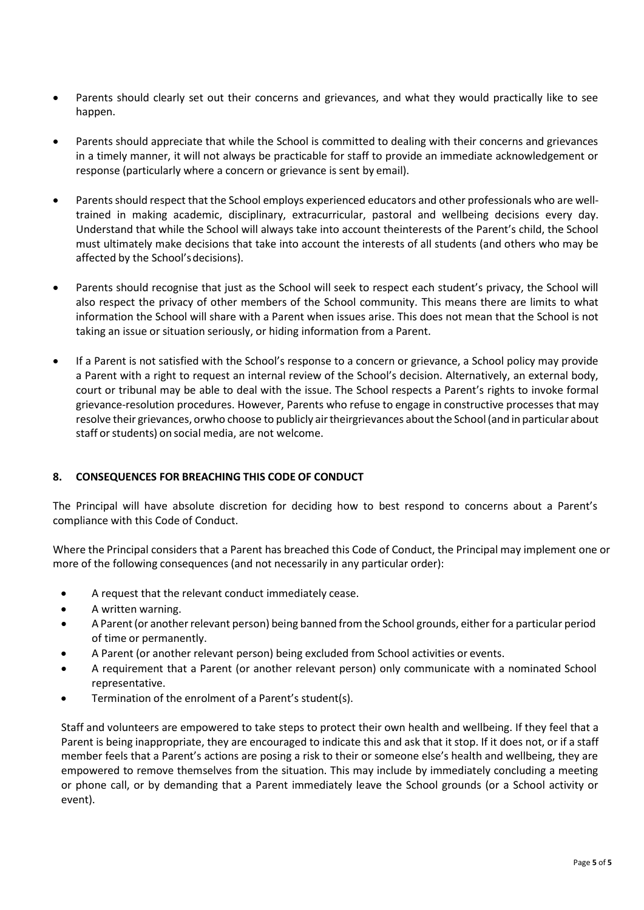- Parents should clearly set out their concerns and grievances, and what they would practically like to see happen.
- Parents should appreciate that while the School is committed to dealing with their concerns and grievances in a timely manner, it will not always be practicable for staff to provide an immediate acknowledgement or response (particularly where a concern or grievance is sent by email).
- Parents should respect that the School employs experienced educators and other professionals who are well-trained in making academic, disciplinary, extracurricular, pastoral and wellbeing decisions every day. Understand that while the School will always take into account theinterests of the Parent's child, the School must ultimately make decisions that take into account the interests of all students (and others who may be affected by the School's decisions).
- Parents should recognise that just as the School will seek to respect each student's privacy, the School will also respect the privacy of other members of the School community. This means there are limits to what information the School will share with a Parent when issues arise. This does not mean that the School is not taking an issue or situation seriously, or hiding information from a Parent.
- If a Parent is not satisfied with the School's response to a concern or grievance, a School policy may provide a Parent with a right to request an internal review of the School's decision. Alternatively, an external body, court or tribunal may be able to deal with the issue. The School respects a Parent's rights to invoke formal grievance-resolution procedures. However, Parents who refuse to engage in constructive processes that may resolve their grievances, orwho choose to publicly air theirgrievances about the School (and in particular about staff or students) on social media, are not welcome.

## 8. CONSEQUENCES FOR BREACHING THIS CODE OF CONDUCT

The Principal will have absolute discretion for deciding how to best respond to concerns about a Parent's compliance with this Code of Conduct.

Where the Principal considers that a Parent has breached this Code of Conduct, the Principal may implement one or more of the following consequences (and not necessarily in any particular order):

- A request that the relevant conduct immediately cease.
- A written warning.
- A Parent (or another relevant person) being banned from the School grounds, either for a particular period of time or permanently.
- A Parent (or another relevant person) being excluded from School activities or events.
- A requirement that a Parent (or another relevant person) only communicate with a nominated School representative.
- Termination of the enrolment of a Parent's student(s).

Staff and volunteers are empowered to take steps to protect their own health and wellbeing. If they feel that a Parent is being inappropriate, they are encouraged to indicate this and ask that it stop. If it does not, or if a staff member feels that a Parent's actions are posing a risk to their or someone else's health and wellbeing, they are empowered to remove themselves from the situation. This may include by immediately concluding a meeting or phone call, or by demanding that a Parent immediately leave the School grounds (or a School activity or event).